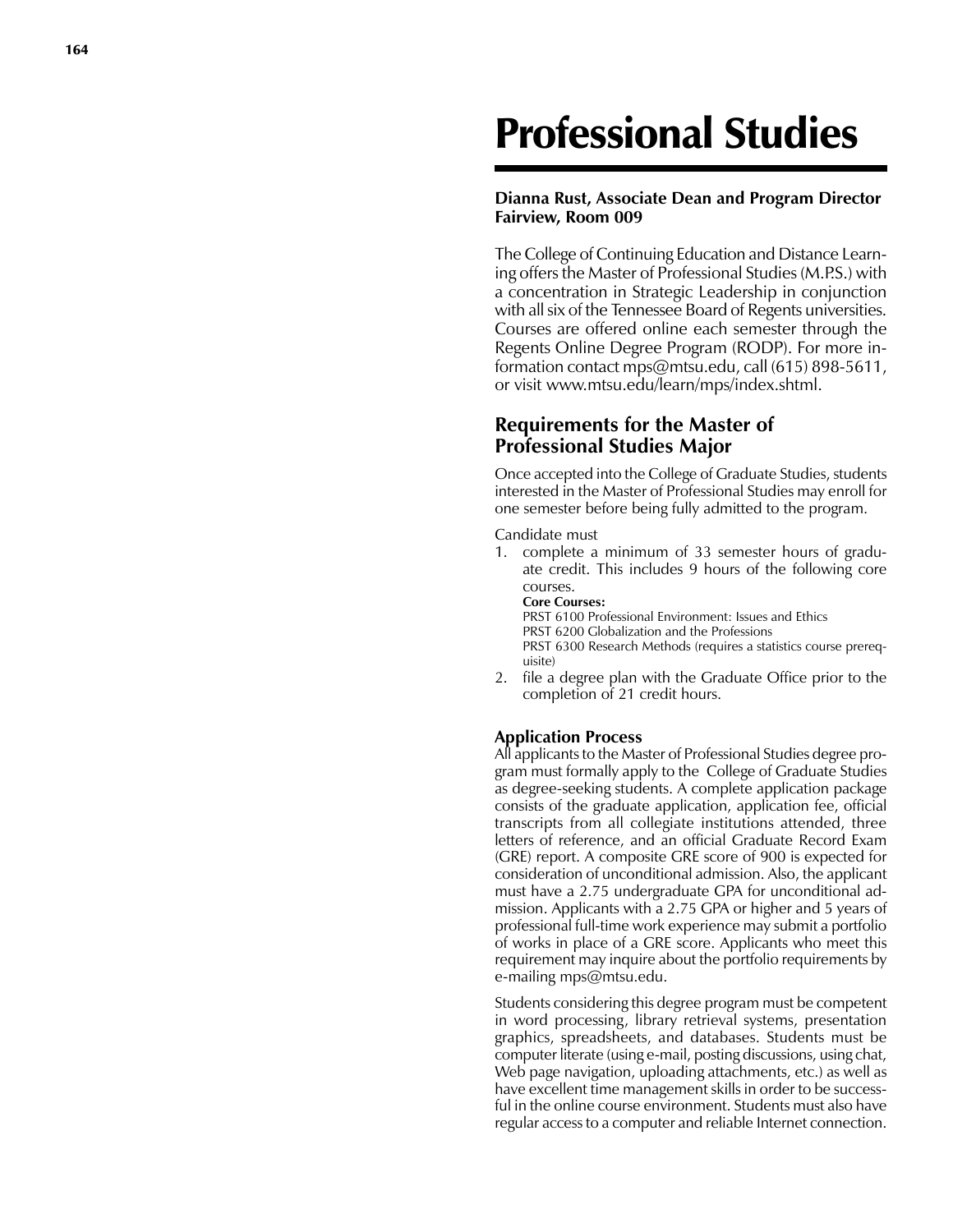# Professional Studies

**Dianna Rust, Associate Dean and Program Director**
**Fairview, Room 009**

The College of Continuing Education and Distance Learning offers the Master of Professional Studies (M.P.S.) with a concentration in Strategic Leadership in conjunction with all six of the Tennessee Board of Regents universities. Courses are offered online each semester through the Regents Online Degree Program (RODP). For more information contact mps@mtsu.edu, call (615) 898-5611, or visit www.mtsu.edu/learn/mps/index.shtml.

## Requirements for the Master of Professional Studies Major

Once accepted into the College of Graduate Studies, students interested in the Master of Professional Studies may enroll for one semester before being fully admitted to the program.

Candidate must

1. complete a minimum of 33 semester hours of graduate credit. This includes 9 hours of the following core courses.
   **Core Courses:**
   PRST 6100 Professional Environment: Issues and Ethics
   PRST 6200 Globalization and the Professions
   PRST 6300 Research Methods (requires a statistics course prerequisite)
2. file a degree plan with the Graduate Office prior to the completion of 21 credit hours.

### Application Process

All applicants to the Master of Professional Studies degree program must formally apply to the College of Graduate Studies as degree-seeking students. A complete application package consists of the graduate application, application fee, official transcripts from all collegiate institutions attended, three letters of reference, and an official Graduate Record Exam (GRE) report. A composite GRE score of 900 is expected for consideration of unconditional admission. Also, the applicant must have a 2.75 undergraduate GPA for unconditional admission. Applicants with a 2.75 GPA or higher and 5 years of professional full-time work experience may submit a portfolio of works in place of a GRE score. Applicants who meet this requirement may inquire about the portfolio requirements by e-mailing mps@mtsu.edu.

Students considering this degree program must be competent in word processing, library retrieval systems, presentation graphics, spreadsheets, and databases. Students must be computer literate (using e-mail, posting discussions, using chat, Web page navigation, uploading attachments, etc.) as well as have excellent time management skills in order to be successful in the online course environment. Students must also have regular access to a computer and reliable Internet connection.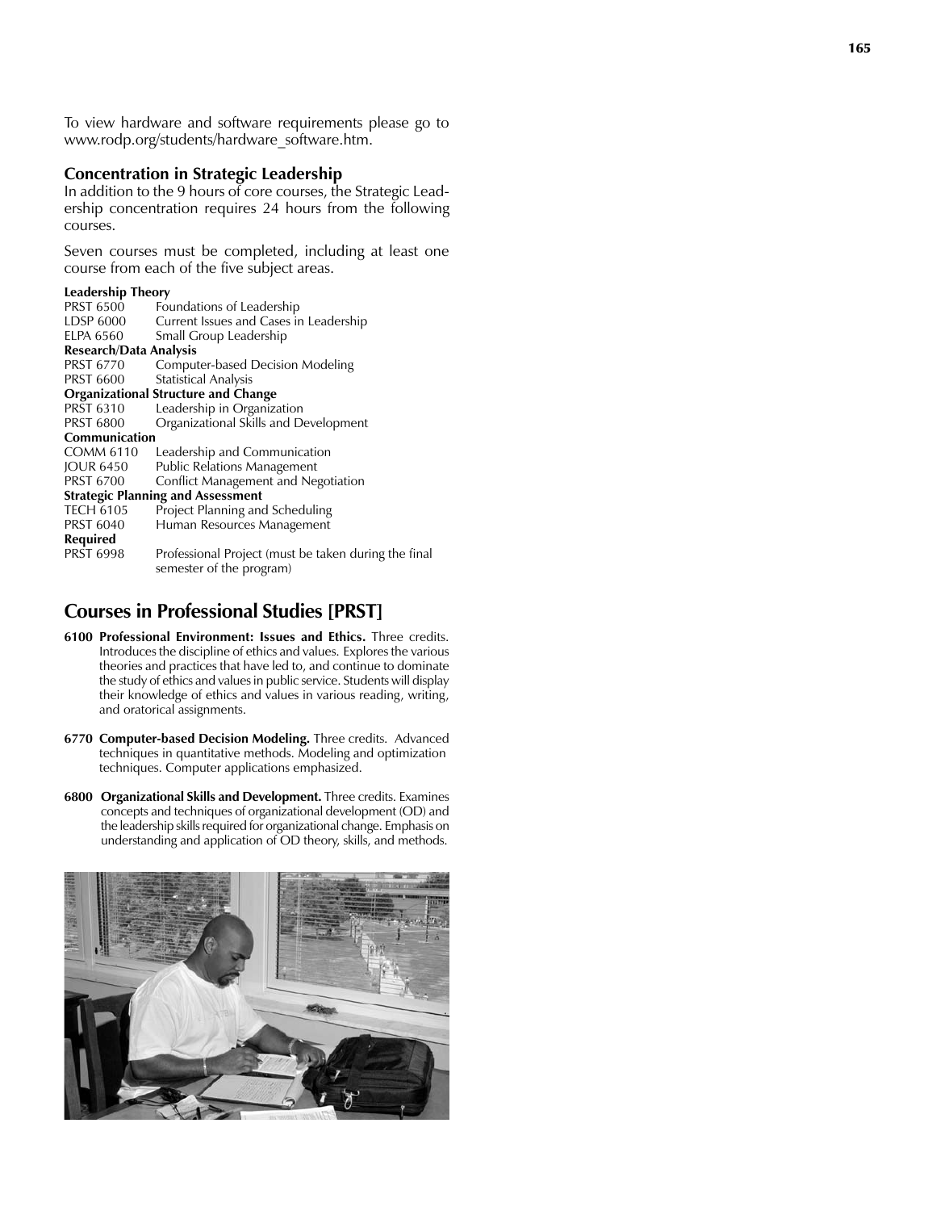To view hardware and software requirements please go to www.rodp.org/students/hardware_software.htm.

### Concentration in Strategic Leadership

In addition to the 9 hours of core courses, the Strategic Leadership concentration requires 24 hours from the following courses.

Seven courses must be completed, including at least one course from each of the five subject areas.

**Leadership Theory**

| | |
|---|---|
| PRST 6500 | Foundations of Leadership |
| LDSP 6000 | Current Issues and Cases in Leadership |
| ELPA 6560 | Small Group Leadership |

**Research/Data Analysis**

| | |
|---|---|
| PRST 6770 | Computer-based Decision Modeling |
| PRST 6600 | Statistical Analysis |

**Organizational Structure and Change**

| | |
|---|---|
| PRST 6310 | Leadership in Organization |
| PRST 6800 | Organizational Skills and Development |

**Communication**

| | |
|---|---|
| COMM 6110 | Leadership and Communication |
| JOUR 6450 | Public Relations Management |
| PRST 6700 | Conflict Management and Negotiation |

**Strategic Planning and Assessment**

| | |
|---|---|
| TECH 6105 | Project Planning and Scheduling |
| PRST 6040 | Human Resources Management |

**Required**

| | |
|---|---|
| PRST 6998 | Professional Project (must be taken during the final semester of the program) |

## Courses in Professional Studies [PRST]

**6100 Professional Environment: Issues and Ethics.** Three credits. Introduces the discipline of ethics and values. Explores the various theories and practices that have led to, and continue to dominate the study of ethics and values in public service. Students will display their knowledge of ethics and values in various reading, writing, and oratorical assignments.

**6770 Computer-based Decision Modeling.** Three credits. Advanced techniques in quantitative methods. Modeling and optimization techniques. Computer applications emphasized.

**6800 Organizational Skills and Development.** Three credits. Examines concepts and techniques of organizational development (OD) and the leadership skills required for organizational change. Emphasis on understanding and application of OD theory, skills, and methods.